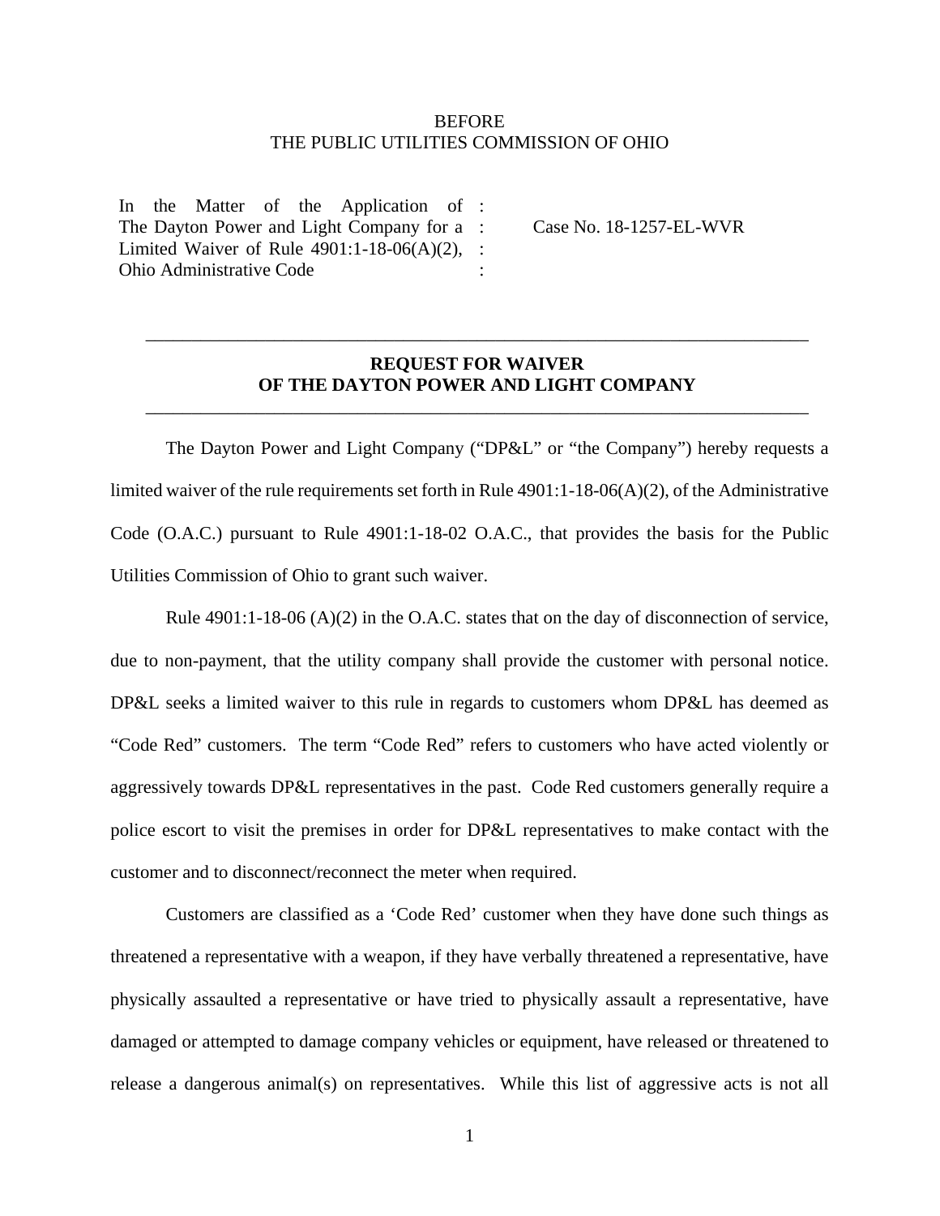BEFORE
THE PUBLIC UTILITIES COMMISSION OF OHIO

| | | |
|---|---|---|
| In the Matter of the Application of The Dayton Power and Light Company for a Limited Waiver of Rule 4901:1-18-06(A)(2), Ohio Administrative Code | : : : : | Case No. 18-1257-EL-WVR |

---

**REQUEST FOR WAIVER**
**OF THE DAYTON POWER AND LIGHT COMPANY**

---

The Dayton Power and Light Company ("DP&L" or "the Company") hereby requests a limited waiver of the rule requirements set forth in Rule 4901:1-18-06(A)(2), of the Administrative Code (O.A.C.) pursuant to Rule 4901:1-18-02 O.A.C., that provides the basis for the Public Utilities Commission of Ohio to grant such waiver.

Rule 4901:1-18-06 (A)(2) in the O.A.C. states that on the day of disconnection of service, due to non-payment, that the utility company shall provide the customer with personal notice. DP&L seeks a limited waiver to this rule in regards to customers whom DP&L has deemed as "Code Red" customers. The term "Code Red" refers to customers who have acted violently or aggressively towards DP&L representatives in the past. Code Red customers generally require a police escort to visit the premises in order for DP&L representatives to make contact with the customer and to disconnect/reconnect the meter when required.

Customers are classified as a 'Code Red' customer when they have done such things as threatened a representative with a weapon, if they have verbally threatened a representative, have physically assaulted a representative or have tried to physically assault a representative, have damaged or attempted to damage company vehicles or equipment, have released or threatened to release a dangerous animal(s) on representatives. While this list of aggressive acts is not all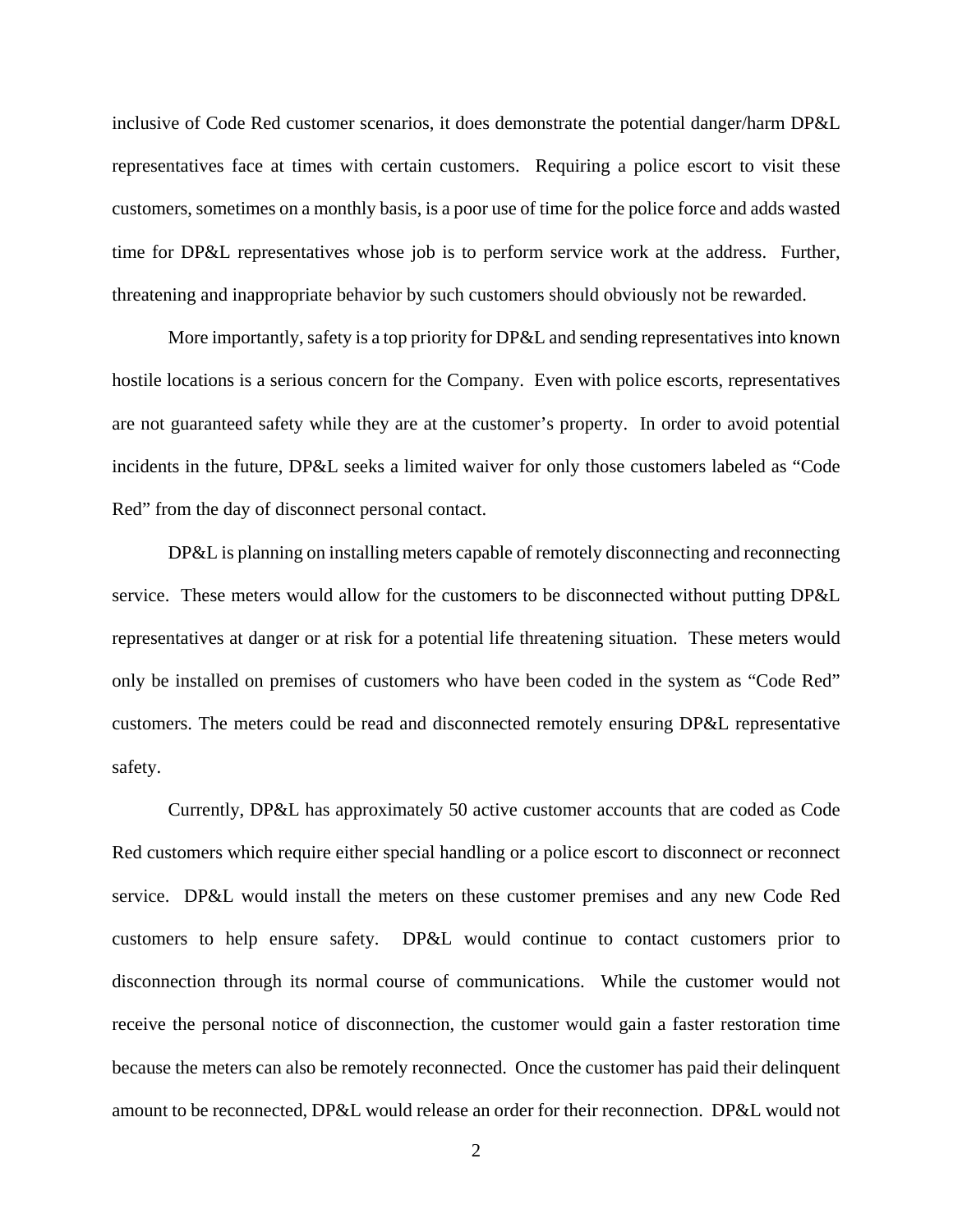inclusive of Code Red customer scenarios, it does demonstrate the potential danger/harm DP&L representatives face at times with certain customers. Requiring a police escort to visit these customers, sometimes on a monthly basis, is a poor use of time for the police force and adds wasted time for DP&L representatives whose job is to perform service work at the address. Further, threatening and inappropriate behavior by such customers should obviously not be rewarded.

More importantly, safety is a top priority for DP&L and sending representatives into known hostile locations is a serious concern for the Company. Even with police escorts, representatives are not guaranteed safety while they are at the customer's property. In order to avoid potential incidents in the future, DP&L seeks a limited waiver for only those customers labeled as "Code Red" from the day of disconnect personal contact.

DP&L is planning on installing meters capable of remotely disconnecting and reconnecting service. These meters would allow for the customers to be disconnected without putting DP&L representatives at danger or at risk for a potential life threatening situation. These meters would only be installed on premises of customers who have been coded in the system as "Code Red" customers. The meters could be read and disconnected remotely ensuring DP&L representative safety.

Currently, DP&L has approximately 50 active customer accounts that are coded as Code Red customers which require either special handling or a police escort to disconnect or reconnect service. DP&L would install the meters on these customer premises and any new Code Red customers to help ensure safety. DP&L would continue to contact customers prior to disconnection through its normal course of communications. While the customer would not receive the personal notice of disconnection, the customer would gain a faster restoration time because the meters can also be remotely reconnected. Once the customer has paid their delinquent amount to be reconnected, DP&L would release an order for their reconnection. DP&L would not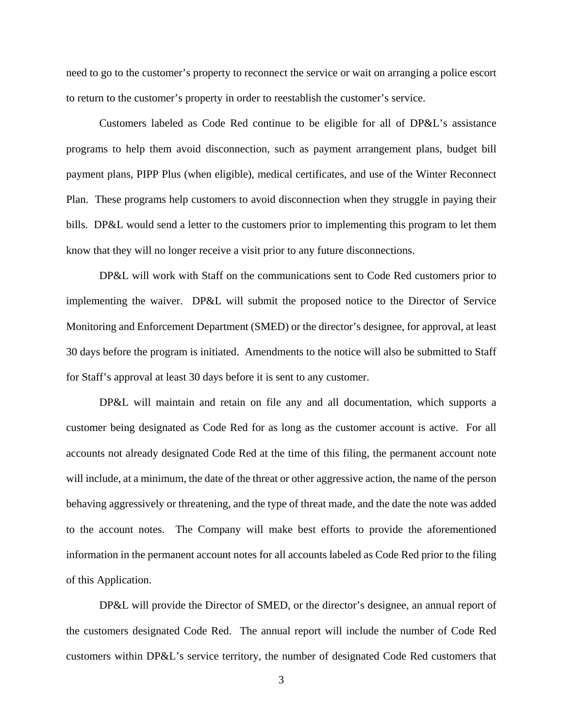need to go to the customer's property to reconnect the service or wait on arranging a police escort to return to the customer's property in order to reestablish the customer's service.

Customers labeled as Code Red continue to be eligible for all of DP&L's assistance programs to help them avoid disconnection, such as payment arrangement plans, budget bill payment plans, PIPP Plus (when eligible), medical certificates, and use of the Winter Reconnect Plan. These programs help customers to avoid disconnection when they struggle in paying their bills. DP&L would send a letter to the customers prior to implementing this program to let them know that they will no longer receive a visit prior to any future disconnections.

DP&L will work with Staff on the communications sent to Code Red customers prior to implementing the waiver. DP&L will submit the proposed notice to the Director of Service Monitoring and Enforcement Department (SMED) or the director's designee, for approval, at least 30 days before the program is initiated. Amendments to the notice will also be submitted to Staff for Staff's approval at least 30 days before it is sent to any customer.

DP&L will maintain and retain on file any and all documentation, which supports a customer being designated as Code Red for as long as the customer account is active. For all accounts not already designated Code Red at the time of this filing, the permanent account note will include, at a minimum, the date of the threat or other aggressive action, the name of the person behaving aggressively or threatening, and the type of threat made, and the date the note was added to the account notes. The Company will make best efforts to provide the aforementioned information in the permanent account notes for all accounts labeled as Code Red prior to the filing of this Application.

DP&L will provide the Director of SMED, or the director's designee, an annual report of the customers designated Code Red. The annual report will include the number of Code Red customers within DP&L's service territory, the number of designated Code Red customers that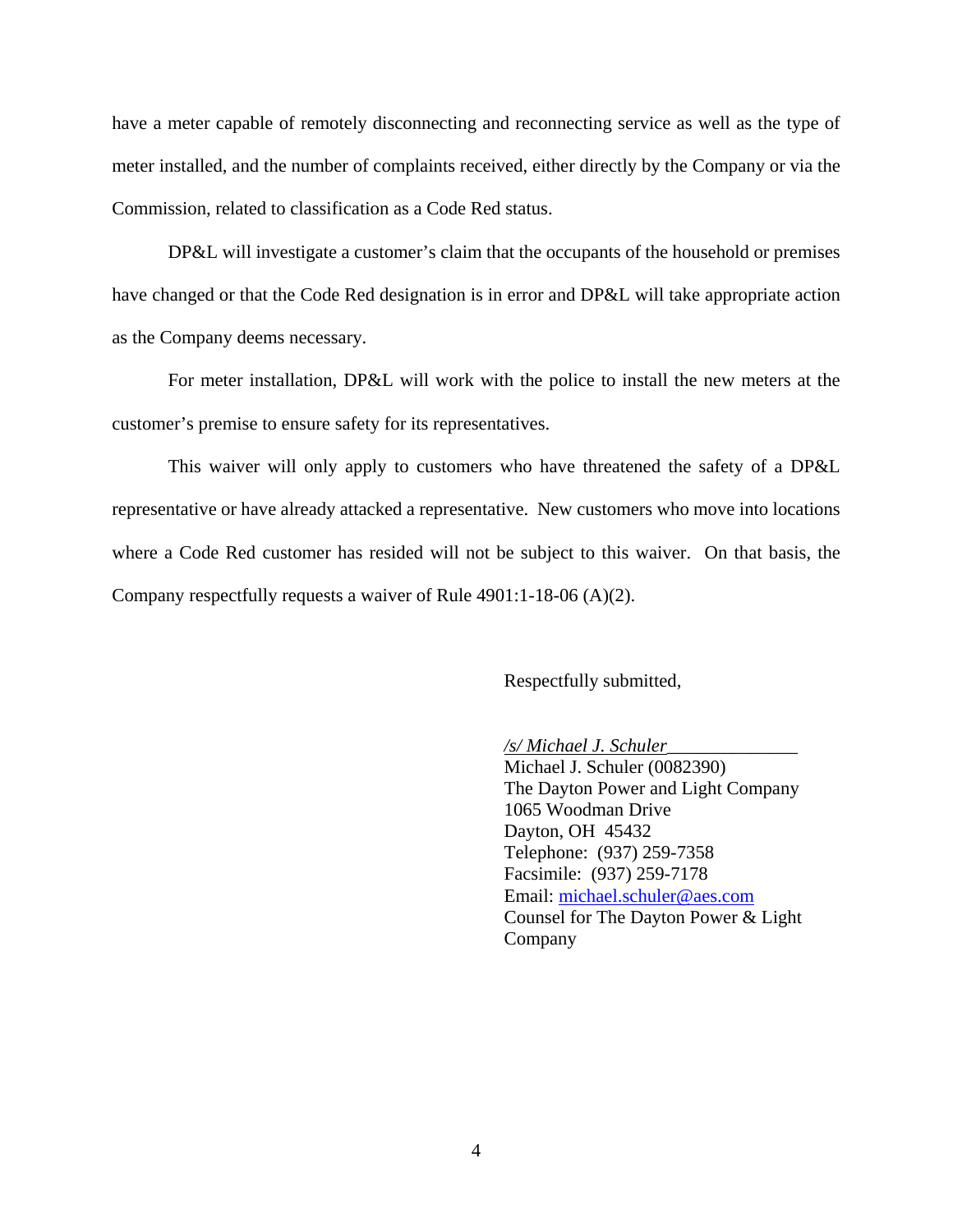have a meter capable of remotely disconnecting and reconnecting service as well as the type of meter installed, and the number of complaints received, either directly by the Company or via the Commission, related to classification as a Code Red status.

DP&L will investigate a customer's claim that the occupants of the household or premises have changed or that the Code Red designation is in error and DP&L will take appropriate action as the Company deems necessary.

For meter installation, DP&L will work with the police to install the new meters at the customer's premise to ensure safety for its representatives.

This waiver will only apply to customers who have threatened the safety of a DP&L representative or have already attacked a representative. New customers who move into locations where a Code Red customer has resided will not be subject to this waiver. On that basis, the Company respectfully requests a waiver of Rule 4901:1-18-06 (A)(2).

Respectfully submitted,

*/s/ Michael J. Schuler*
Michael J. Schuler (0082390)
The Dayton Power and Light Company
1065 Woodman Drive
Dayton, OH 45432
Telephone: (937) 259-7358
Facsimile: (937) 259-7178
Email: michael.schuler@aes.com
Counsel for The Dayton Power & Light Company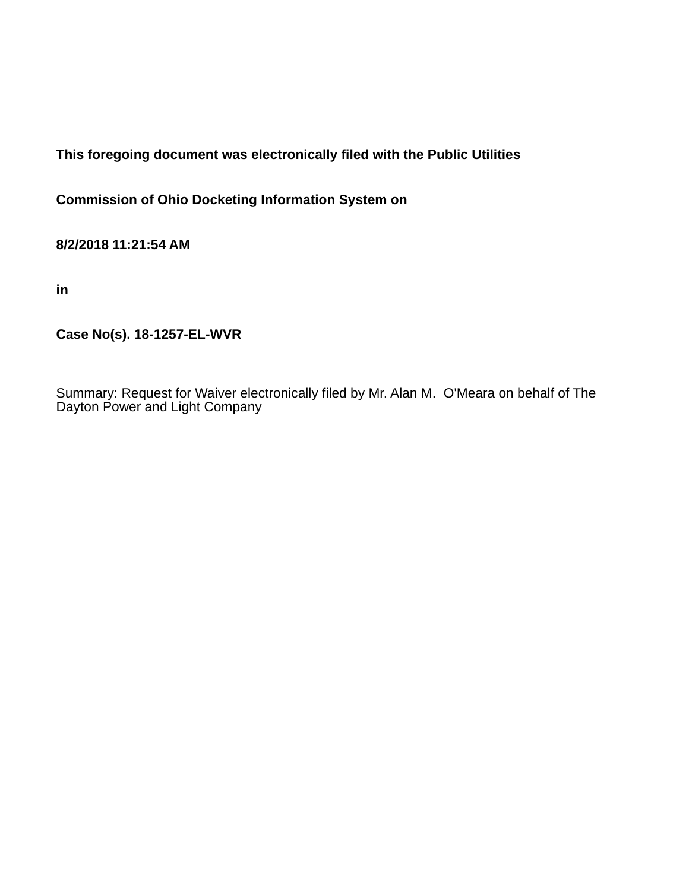**This foregoing document was electronically filed with the Public Utilities**

**Commission of Ohio Docketing Information System on**

**8/2/2018 11:21:54 AM**

**in**

**Case No(s). 18-1257-EL-WVR**

Summary: Request for Waiver electronically filed by Mr. Alan M. O'Meara on behalf of The Dayton Power and Light Company